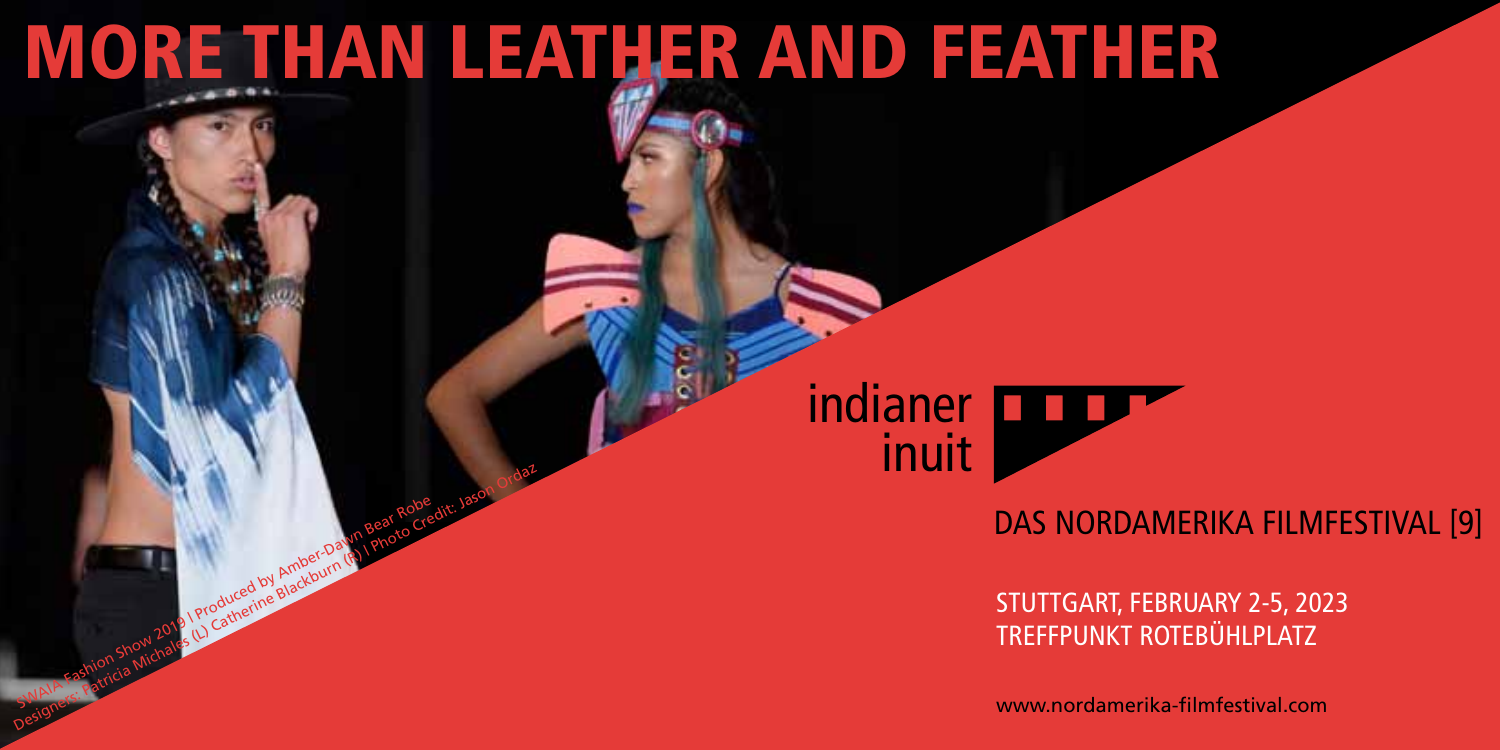# MORE THAN LEATHER AND FEATHER

SWAIA Fashion Show 2019 | Produced by Amber-Dawn Bear Robe
Designers: Patricia Michaels (L) Catherine Blackburn (R) | Photo Credit: Jason Ordaz

indianer inuit

DAS NORDAMERIKA FILMFESTIVAL [9]

STUTTGART, FEBRUARY 2-5, 2023
TREFFPUNKT ROTEBÜHLPLATZ

www.nordamerika-filmfestival.com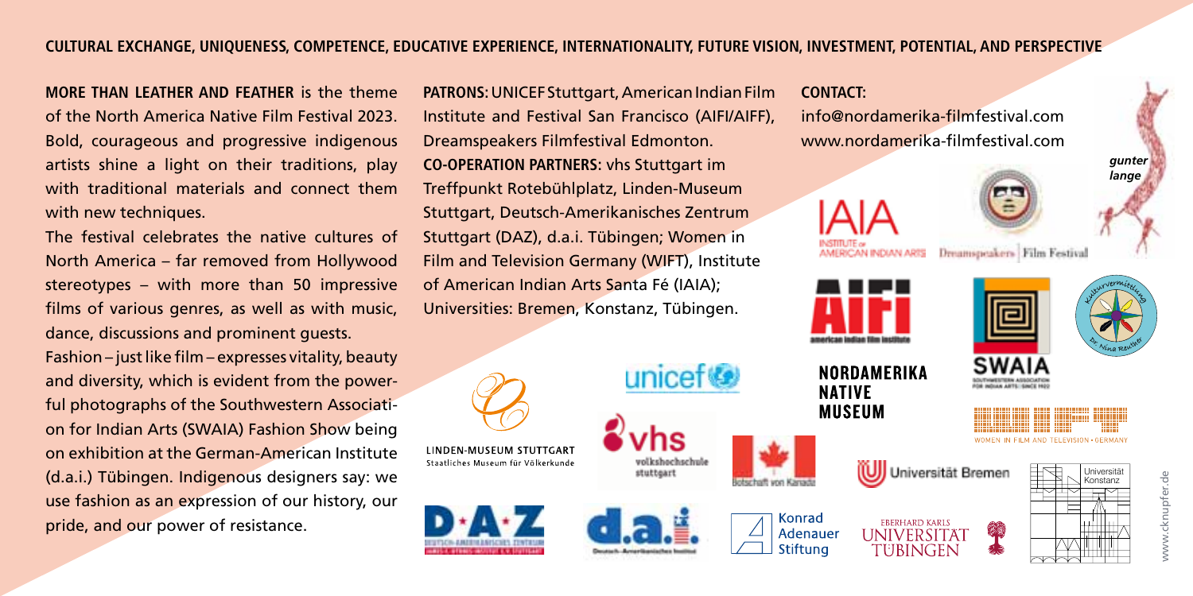**CULTURAL EXCHANGE, UNIQUENESS, COMPETENCE, EDUCATIVE EXPERIENCE, INTERNATIONALITY, FUTURE VISION, INVESTMENT, POTENTIAL, AND PERSPECTIVE**

**MORE THAN LEATHER AND FEATHER** is the theme of the North America Native Film Festival 2023. Bold, courageous and progressive indigenous artists shine a light on their traditions, play with traditional materials and connect them with new techniques.

The festival celebrates the native cultures of North America – far removed from Hollywood stereotypes – with more than 50 impressive films of various genres, as well as with music, dance, discussions and prominent guests.

Fashion – just like film – expresses vitality, beauty and diversity, which is evident from the powerful photographs of the Southwestern Association for Indian Arts (SWAIA) Fashion Show being on exhibition at the German-American Institute (d.a.i.) Tübingen. Indigenous designers say: we use fashion as an expression of our history, our pride, and our power of resistance.

**PATRONS:** UNICEF Stuttgart, American Indian Film Institute and Festival San Francisco (AIFI/AIFF), Dreamspeakers Filmfestival Edmonton.

**CO-OPERATION PARTNERS:** vhs Stuttgart im Treffpunkt Rotebühlplatz, Linden-Museum Stuttgart, Deutsch-Amerikanisches Zentrum Stuttgart (DAZ), d.a.i. Tübingen; Women in Film and Television Germany (WIFT), Institute of American Indian Arts Santa Fé (IAIA); Universities: Bremen, Konstanz, Tübingen.

**CONTACT:**

info@nordamerika-filmfestival.com
www.nordamerika-filmfestival.com

*gunter lange*

IAIA Institute of American Indian Arts

Dreamspeakers Film Festival

AIFI american indian film institute

SWAIA Southwestern Association for Indian Arts · Since 1922

Kulturvermittlung Dr. Nina Reuter

NORDAMERIKA NATIVE MUSEUM

WOMEN IN FILM AND TELEVISION · GERMANY

LINDEN-MUSEUM STUTTGART
Staatliches Museum für Völkerkunde

unicef

vhs volkshochschule stuttgart

Botschaft von Kanada

Universität Bremen

Universität Konstanz

D·A·Z Deutsch-Amerikanisches Zentrum James-F.-Byrnes-Institut e.V. Stuttgart

d.a.i. Deutsch-Amerikanisches Institut

Konrad Adenauer Stiftung

EBERHARD KARLS UNIVERSITÄT TÜBINGEN

www.cknupfer.de